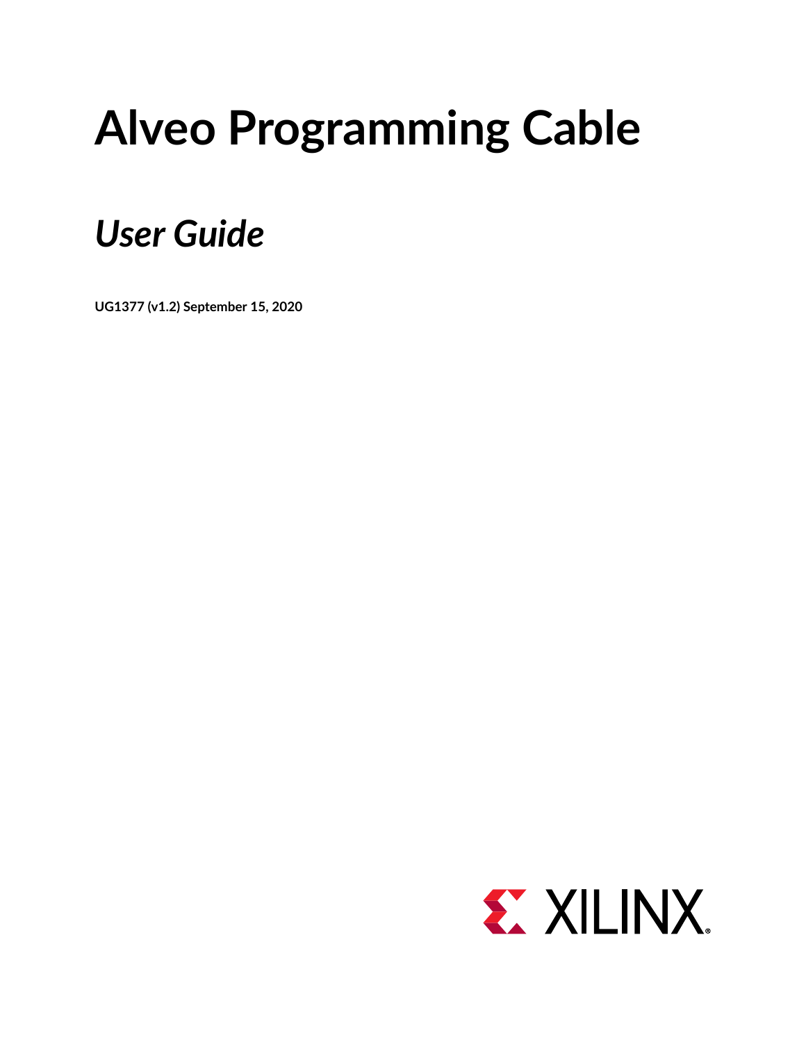# Alveo Programming Cable

## *User Guide*

**UG1377 (v1.2) September 15, 2020**

XILINX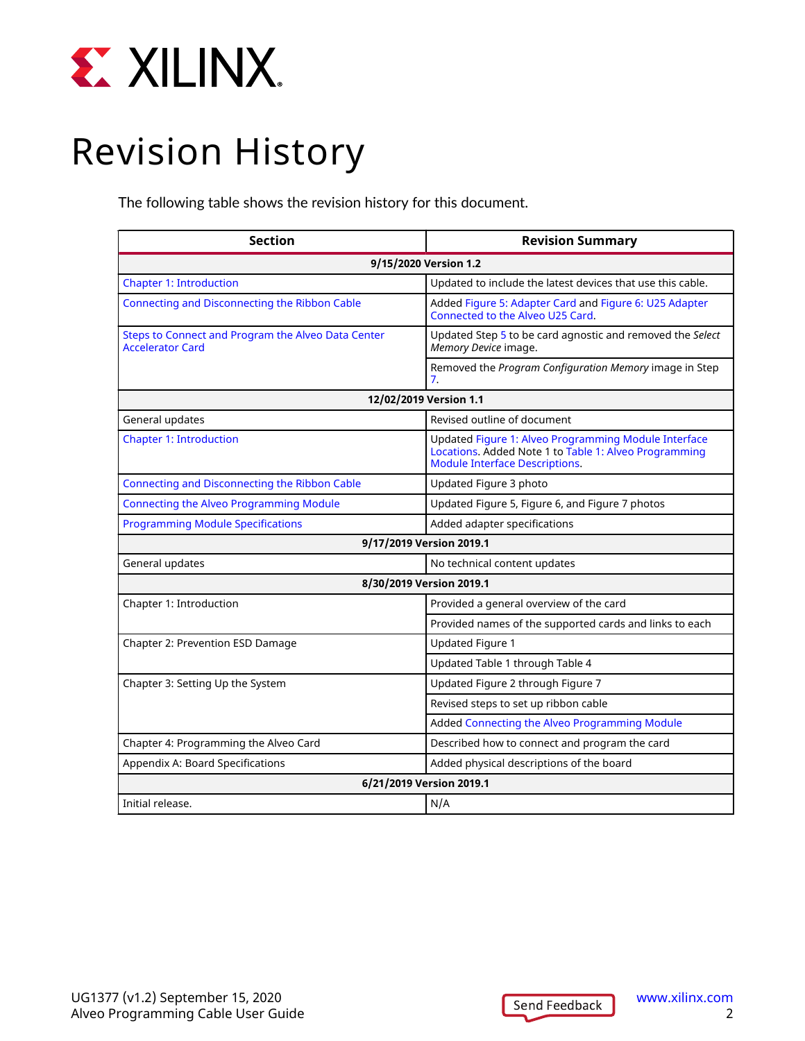# Revision History

The following table shows the revision history for this document.

| Section | Revision Summary |
|---|---|
| **9/15/2020 Version 1.2** | |
| Chapter 1: Introduction | Updated to include the latest devices that use this cable. |
| Connecting and Disconnecting the Ribbon Cable | Added Figure 5: Adapter Card and Figure 6: U25 Adapter Connected to the Alveo U25 Card. |
| Steps to Connect and Program the Alveo Data Center Accelerator Card | Updated Step 5 to be card agnostic and removed the *Select Memory Device* image. |
| | Removed the *Program Configuration Memory* image in Step 7. |
| **12/02/2019 Version 1.1** | |
| General updates | Revised outline of document |
| Chapter 1: Introduction | Updated Figure 1: Alveo Programming Module Interface Locations. Added Note 1 to Table 1: Alveo Programming Module Interface Descriptions. |
| Connecting and Disconnecting the Ribbon Cable | Updated Figure 3 photo |
| Connecting the Alveo Programming Module | Updated Figure 5, Figure 6, and Figure 7 photos |
| Programming Module Specifications | Added adapter specifications |
| **9/17/2019 Version 2019.1** | |
| General updates | No technical content updates |
| **8/30/2019 Version 2019.1** | |
| Chapter 1: Introduction | Provided a general overview of the card |
| | Provided names of the supported cards and links to each |
| Chapter 2: Prevention ESD Damage | Updated Figure 1 |
| | Updated Table 1 through Table 4 |
| Chapter 3: Setting Up the System | Updated Figure 2 through Figure 7 |
| | Revised steps to set up ribbon cable |
| | Added Connecting the Alveo Programming Module |
| Chapter 4: Programming the Alveo Card | Described how to connect and program the card |
| Appendix A: Board Specifications | Added physical descriptions of the board |
| **6/21/2019 Version 2019.1** | |
| Initial release. | N/A |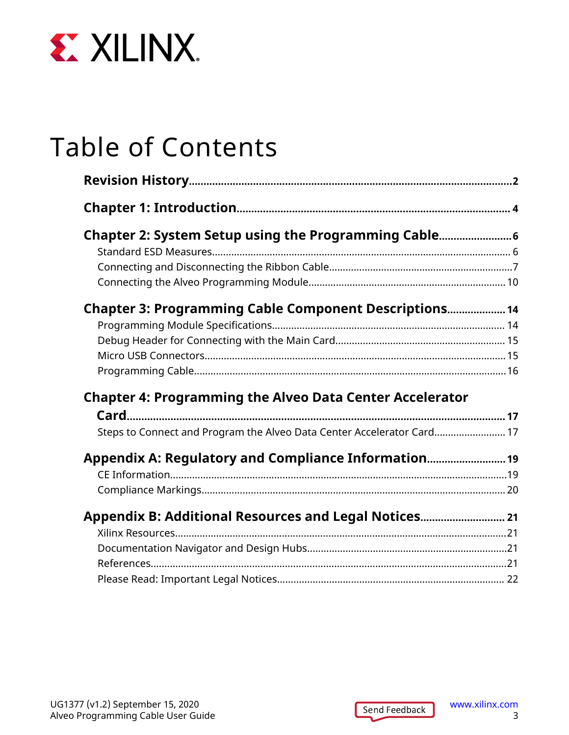# Table of Contents

**Revision History** .......... 2

**Chapter 1: Introduction** .......... 4

**Chapter 2: System Setup using the Programming Cable** .......... 6

- Standard ESD Measures .......... 6
- Connecting and Disconnecting the Ribbon Cable .......... 7
- Connecting the Alveo Programming Module .......... 10

**Chapter 3: Programming Cable Component Descriptions** .......... 14

- Programming Module Specifications .......... 14
- Debug Header for Connecting with the Main Card .......... 15
- Micro USB Connectors .......... 15
- Programming Cable .......... 16

**Chapter 4: Programming the Alveo Data Center Accelerator Card** .......... 17

- Steps to Connect and Program the Alveo Data Center Accelerator Card .......... 17

**Appendix A: Regulatory and Compliance Information** .......... 19

- CE Information .......... 19
- Compliance Markings .......... 20

**Appendix B: Additional Resources and Legal Notices** .......... 21

- Xilinx Resources .......... 21
- Documentation Navigator and Design Hubs .......... 21
- References .......... 21
- Please Read: Important Legal Notices .......... 22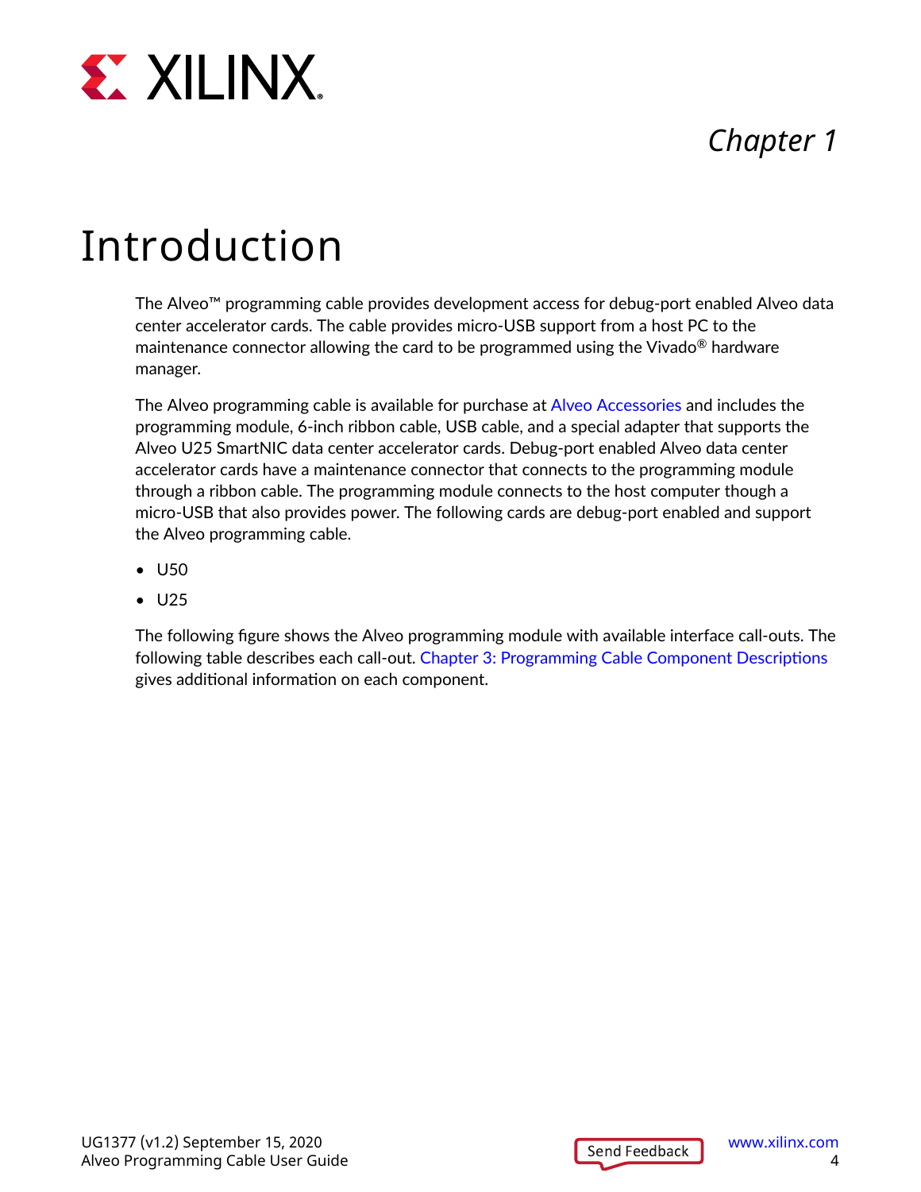# Chapter 1

# Introduction

The Alveo™ programming cable provides development access for debug-port enabled Alveo data center accelerator cards. The cable provides micro-USB support from a host PC to the maintenance connector allowing the card to be programmed using the Vivado® hardware manager.

The Alveo programming cable is available for purchase at Alveo Accessories and includes the programming module, 6-inch ribbon cable, USB cable, and a special adapter that supports the Alveo U25 SmartNIC data center accelerator cards. Debug-port enabled Alveo data center accelerator cards have a maintenance connector that connects to the programming module through a ribbon cable. The programming module connects to the host computer though a micro-USB that also provides power. The following cards are debug-port enabled and support the Alveo programming cable.

- U50
- U25

The following figure shows the Alveo programming module with available interface call-outs. The following table describes each call-out. Chapter 3: Programming Cable Component Descriptions gives additional information on each component.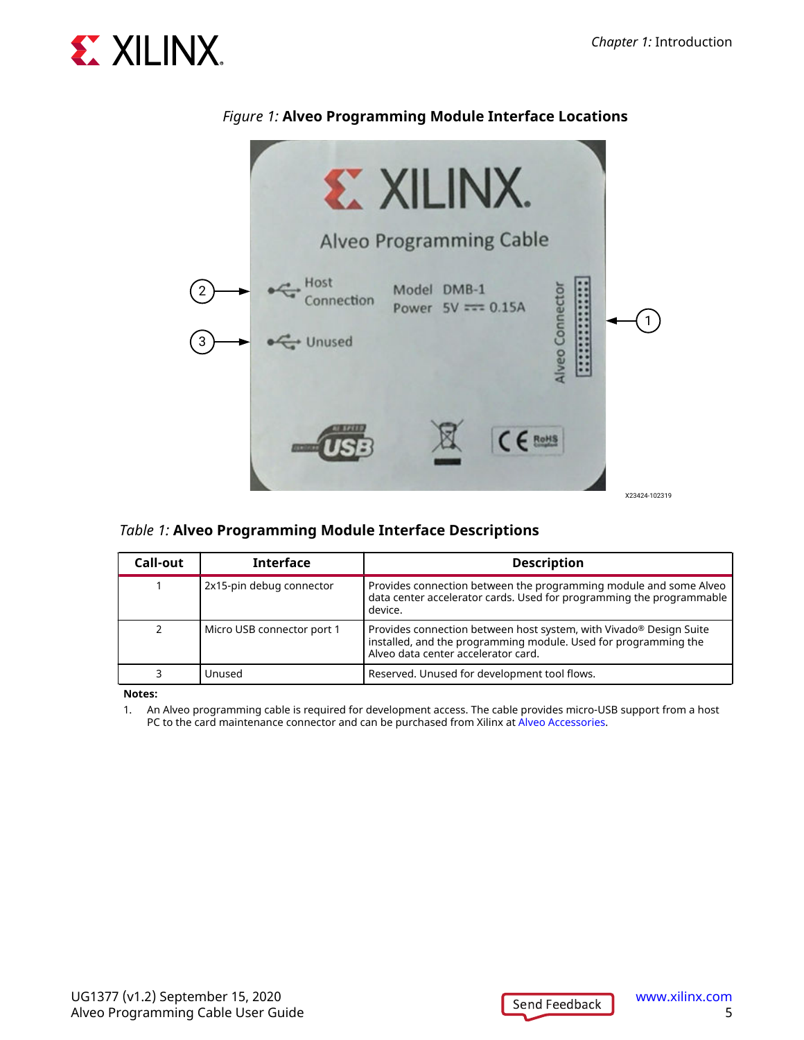*Figure 1:* **Alveo Programming Module Interface Locations**

*Table 1:* **Alveo Programming Module Interface Descriptions**

| Call-out | Interface | Description |
|---|---|---|
| 1 | 2x15-pin debug connector | Provides connection between the programming module and some Alveo data center accelerator cards. Used for programming the programmable device. |
| 2 | Micro USB connector port 1 | Provides connection between host system, with Vivado® Design Suite installed, and the programming module. Used for programming the Alveo data center accelerator card. |
| 3 | Unused | Reserved. Unused for development tool flows. |

**Notes:**

1. An Alveo programming cable is required for development access. The cable provides micro-USB support from a host PC to the card maintenance connector and can be purchased from Xilinx at Alveo Accessories.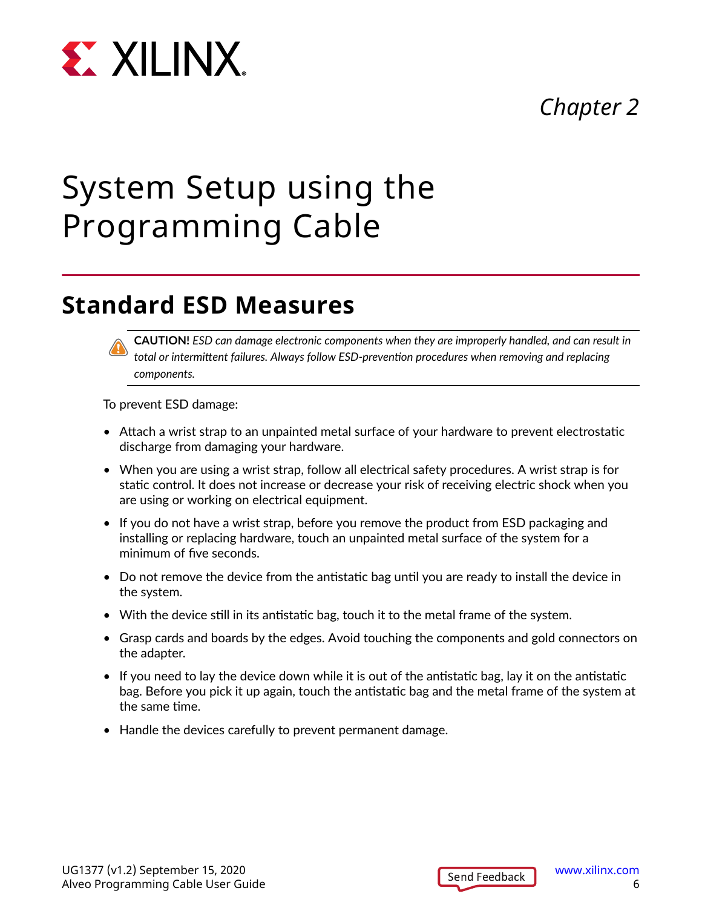*Chapter 2*

# System Setup using the Programming Cable

## Standard ESD Measures

> **CAUTION!** *ESD can damage electronic components when they are improperly handled, and can result in total or intermittent failures. Always follow ESD-prevention procedures when removing and replacing components.*

To prevent ESD damage:

- Attach a wrist strap to an unpainted metal surface of your hardware to prevent electrostatic discharge from damaging your hardware.
- When you are using a wrist strap, follow all electrical safety procedures. A wrist strap is for static control. It does not increase or decrease your risk of receiving electric shock when you are using or working on electrical equipment.
- If you do not have a wrist strap, before you remove the product from ESD packaging and installing or replacing hardware, touch an unpainted metal surface of the system for a minimum of five seconds.
- Do not remove the device from the antistatic bag until you are ready to install the device in the system.
- With the device still in its antistatic bag, touch it to the metal frame of the system.
- Grasp cards and boards by the edges. Avoid touching the components and gold connectors on the adapter.
- If you need to lay the device down while it is out of the antistatic bag, lay it on the antistatic bag. Before you pick it up again, touch the antistatic bag and the metal frame of the system at the same time.
- Handle the devices carefully to prevent permanent damage.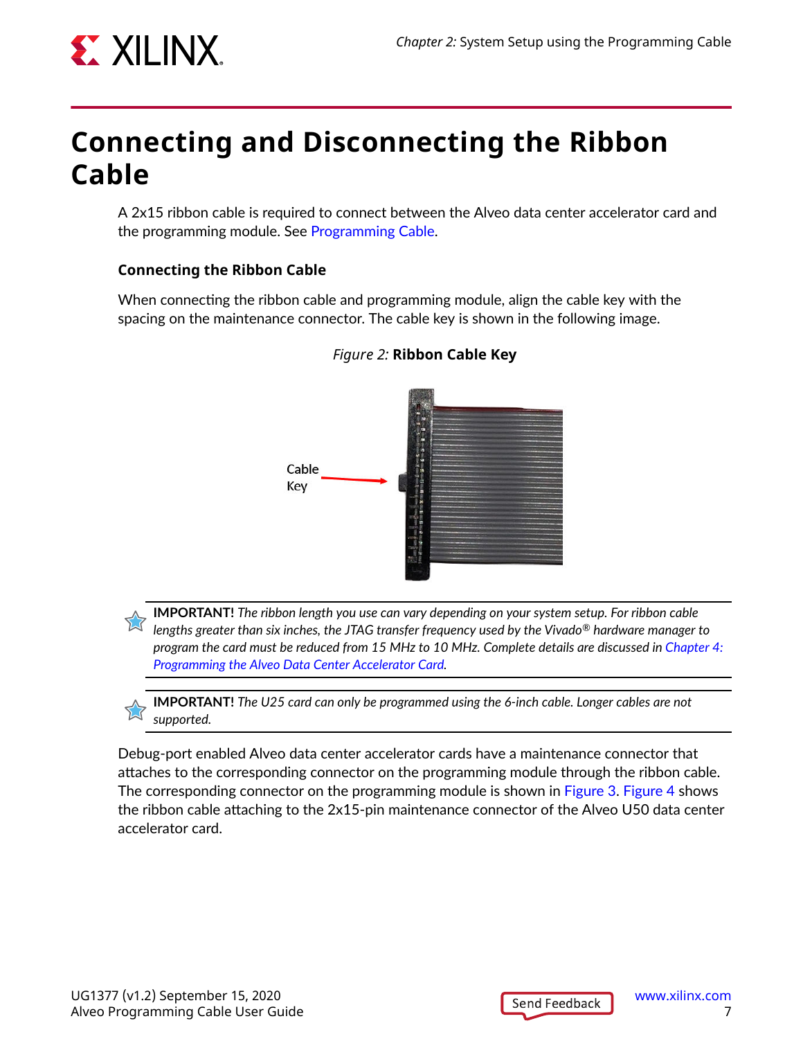# Connecting and Disconnecting the Ribbon Cable

A 2x15 ribbon cable is required to connect between the Alveo data center accelerator card and the programming module. See Programming Cable.

### Connecting the Ribbon Cable

When connecting the ribbon cable and programming module, align the cable key with the spacing on the maintenance connector. The cable key is shown in the following image.

*Figure 2:* **Ribbon Cable Key**

> **IMPORTANT!** *The ribbon length you use can vary depending on your system setup. For ribbon cable lengths greater than six inches, the JTAG transfer frequency used by the Vivado® hardware manager to program the card must be reduced from 15 MHz to 10 MHz. Complete details are discussed in Chapter 4: Programming the Alveo Data Center Accelerator Card.*

> **IMPORTANT!** *The U25 card can only be programmed using the 6-inch cable. Longer cables are not supported.*

Debug-port enabled Alveo data center accelerator cards have a maintenance connector that attaches to the corresponding connector on the programming module through the ribbon cable. The corresponding connector on the programming module is shown in Figure 3. Figure 4 shows the ribbon cable attaching to the 2x15-pin maintenance connector of the Alveo U50 data center accelerator card.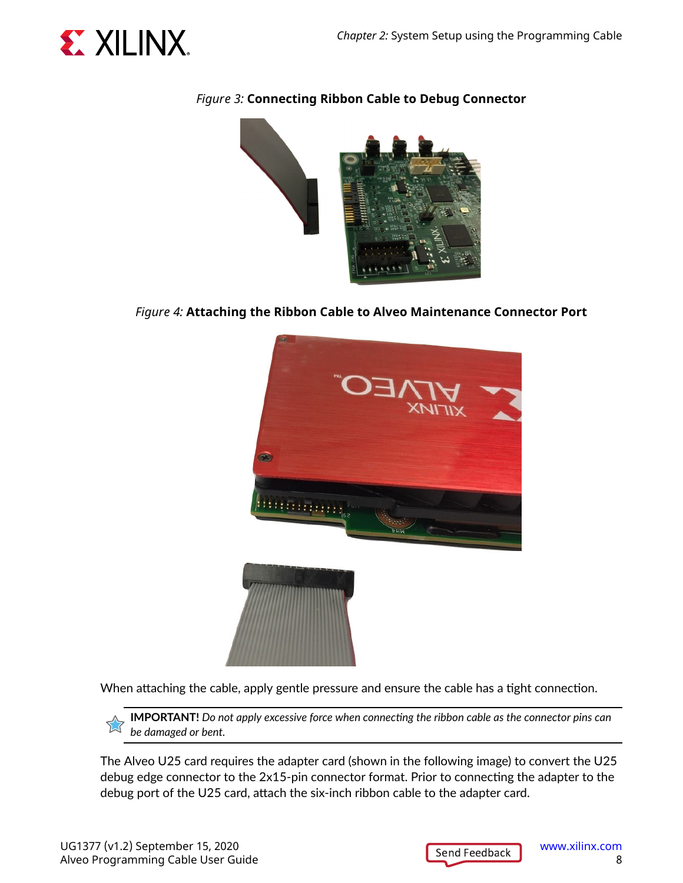*Figure 3:* **Connecting Ribbon Cable to Debug Connector**

*Figure 4:* **Attaching the Ribbon Cable to Alveo Maintenance Connector Port**

When attaching the cable, apply gentle pressure and ensure the cable has a tight connection.

> **IMPORTANT!** *Do not apply excessive force when connecting the ribbon cable as the connector pins can be damaged or bent.*

The Alveo U25 card requires the adapter card (shown in the following image) to convert the U25 debug edge connector to the 2x15-pin connector format. Prior to connecting the adapter to the debug port of the U25 card, attach the six-inch ribbon cable to the adapter card.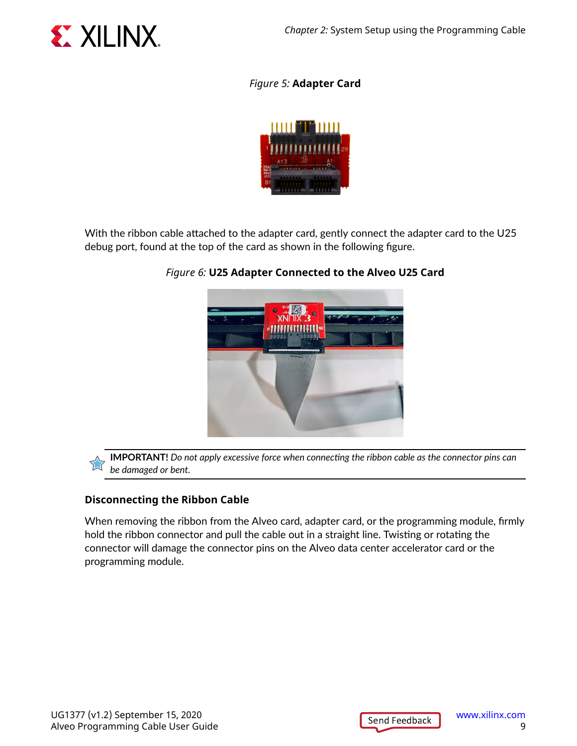*Figure 5:* **Adapter Card**

With the ribbon cable attached to the adapter card, gently connect the adapter card to the U25 debug port, found at the top of the card as shown in the following figure.

*Figure 6:* **U25 Adapter Connected to the Alveo U25 Card**

**IMPORTANT!** *Do not apply excessive force when connecting the ribbon cable as the connector pins can be damaged or bent.*

### Disconnecting the Ribbon Cable

When removing the ribbon from the Alveo card, adapter card, or the programming module, firmly hold the ribbon connector and pull the cable out in a straight line. Twisting or rotating the connector will damage the connector pins on the Alveo data center accelerator card or the programming module.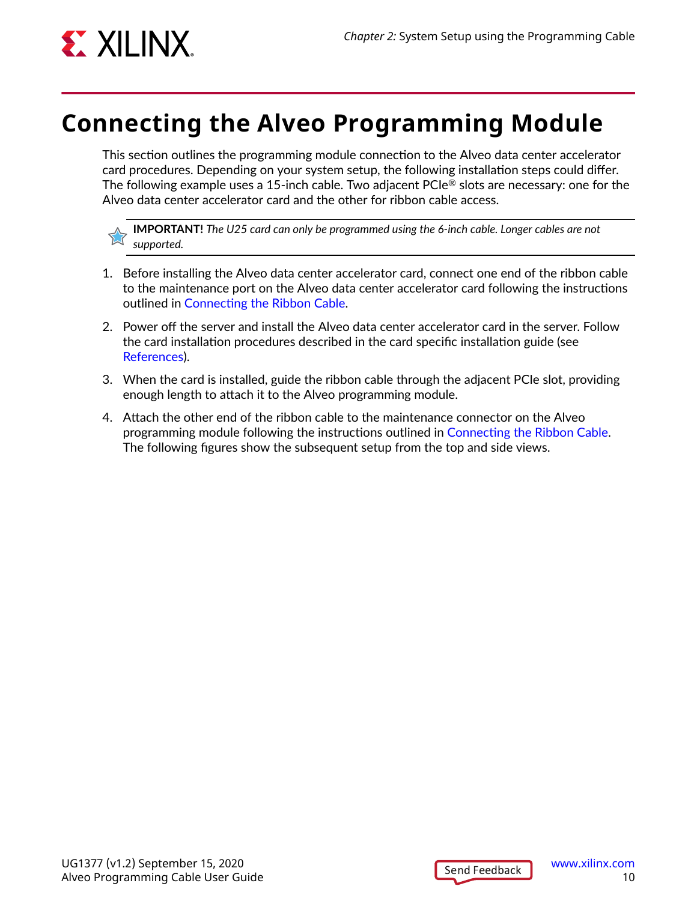# Connecting the Alveo Programming Module

This section outlines the programming module connection to the Alveo data center accelerator card procedures. Depending on your system setup, the following installation steps could differ. The following example uses a 15-inch cable. Two adjacent PCIe® slots are necessary: one for the Alveo data center accelerator card and the other for ribbon cable access.

> **IMPORTANT!** *The U25 card can only be programmed using the 6-inch cable. Longer cables are not supported.*

1. Before installing the Alveo data center accelerator card, connect one end of the ribbon cable to the maintenance port on the Alveo data center accelerator card following the instructions outlined in Connecting the Ribbon Cable.
2. Power off the server and install the Alveo data center accelerator card in the server. Follow the card installation procedures described in the card specific installation guide (see References).
3. When the card is installed, guide the ribbon cable through the adjacent PCIe slot, providing enough length to attach it to the Alveo programming module.
4. Attach the other end of the ribbon cable to the maintenance connector on the Alveo programming module following the instructions outlined in Connecting the Ribbon Cable. The following figures show the subsequent setup from the top and side views.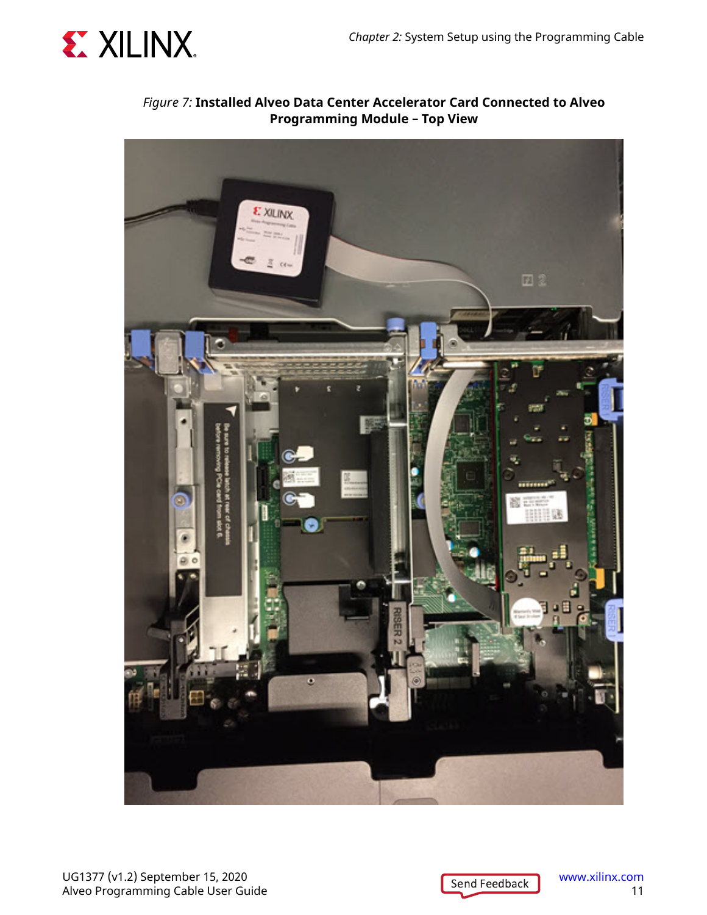*Figure 7:* **Installed Alveo Data Center Accelerator Card Connected to Alveo Programming Module – Top View**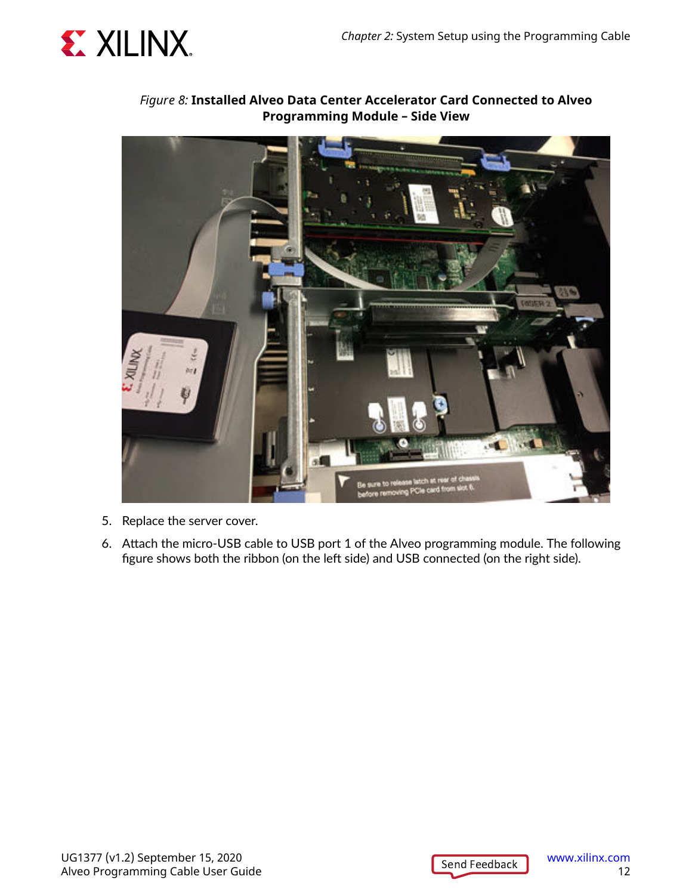*Figure 8:* **Installed Alveo Data Center Accelerator Card Connected to Alveo Programming Module – Side View**

5. Replace the server cover.
6. Attach the micro-USB cable to USB port 1 of the Alveo programming module. The following figure shows both the ribbon (on the left side) and USB connected (on the right side).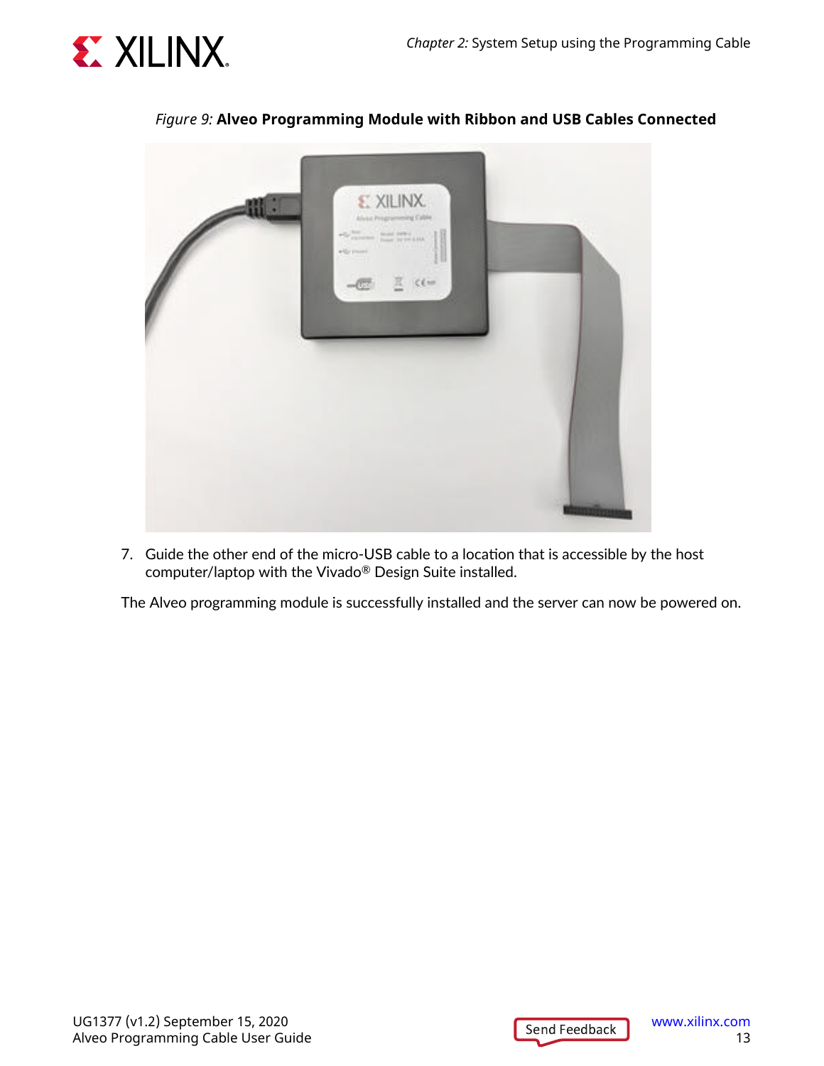*Figure 9:* **Alveo Programming Module with Ribbon and USB Cables Connected**

7. Guide the other end of the micro-USB cable to a location that is accessible by the host computer/laptop with the Vivado® Design Suite installed.

The Alveo programming module is successfully installed and the server can now be powered on.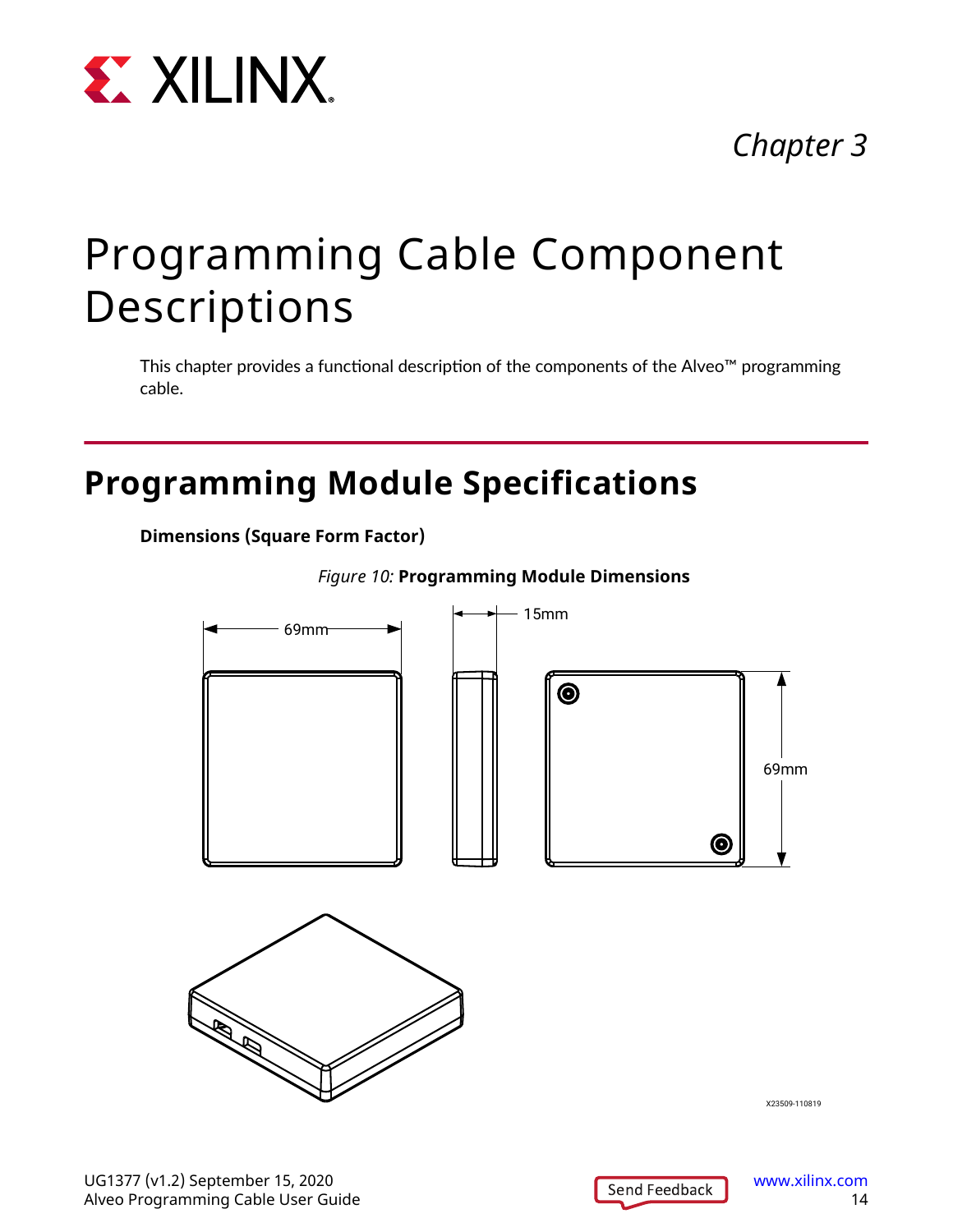*Chapter 3*

# Programming Cable Component Descriptions

This chapter provides a functional description of the components of the Alveo™ programming cable.

## Programming Module Specifications

**Dimensions (Square Form Factor)**

*Figure 10:* **Programming Module Dimensions**

69mm

15mm

69mm

X23509-110819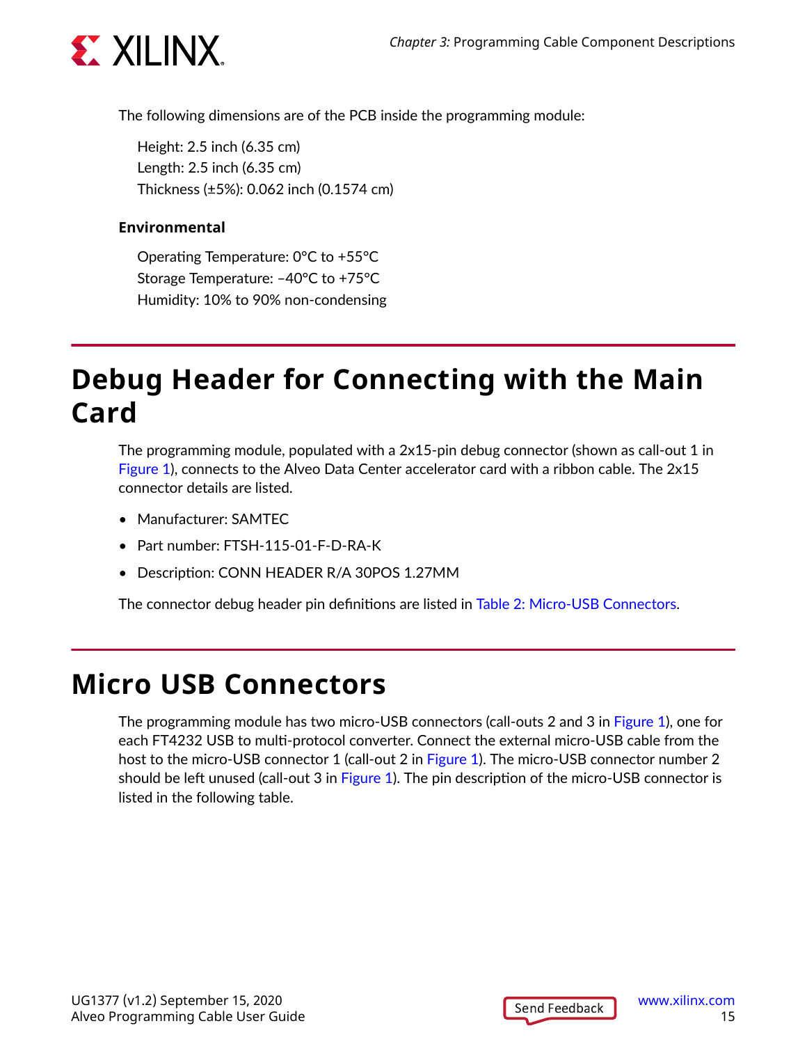The following dimensions are of the PCB inside the programming module:

Height: 2.5 inch (6.35 cm)
Length: 2.5 inch (6.35 cm)
Thickness (±5%): 0.062 inch (0.1574 cm)

### Environmental

Operating Temperature: 0°C to +55°C
Storage Temperature: –40°C to +75°C
Humidity: 10% to 90% non-condensing

# Debug Header for Connecting with the Main Card

The programming module, populated with a 2x15-pin debug connector (shown as call-out 1 in Figure 1), connects to the Alveo Data Center accelerator card with a ribbon cable. The 2x15 connector details are listed.

- Manufacturer: SAMTEC
- Part number: FTSH-115-01-F-D-RA-K
- Description: CONN HEADER R/A 30POS 1.27MM

The connector debug header pin definitions are listed in Table 2: Micro-USB Connectors.

# Micro USB Connectors

The programming module has two micro-USB connectors (call-outs 2 and 3 in Figure 1), one for each FT4232 USB to multi-protocol converter. Connect the external micro-USB cable from the host to the micro-USB connector 1 (call-out 2 in Figure 1). The micro-USB connector number 2 should be left unused (call-out 3 in Figure 1). The pin description of the micro-USB connector is listed in the following table.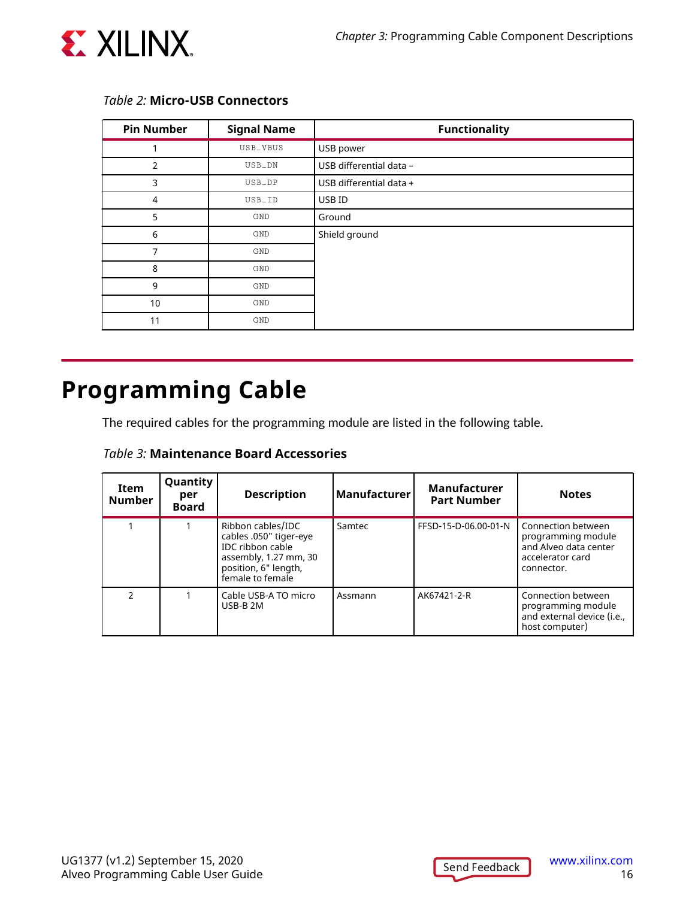*Table 2:* **Micro-USB Connectors**

| Pin Number | Signal Name | Functionality |
|---|---|---|
| 1 | USB_VBUS | USB power |
| 2 | USB_DN | USB differential data – |
| 3 | USB_DP | USB differential data + |
| 4 | USB_ID | USB ID |
| 5 | GND | Ground |
| 6 | GND | Shield ground |
| 7 | GND | |
| 8 | GND | |
| 9 | GND | |
| 10 | GND | |
| 11 | GND | |

# Programming Cable

The required cables for the programming module are listed in the following table.

*Table 3:* **Maintenance Board Accessories**

| Item Number | Quantity per Board | Description | Manufacturer | Manufacturer Part Number | Notes |
|---|---|---|---|---|---|
| 1 | 1 | Ribbon cables/IDC cables .050" tiger-eye IDC ribbon cable assembly, 1.27 mm, 30 position, 6" length, female to female | Samtec | FFSD-15-D-06.00-01-N | Connection between programming module and Alveo data center accelerator card connector. |
| 2 | 1 | Cable USB-A TO micro USB-B 2M | Assmann | AK67421-2-R | Connection between programming module and external device (i.e., host computer) |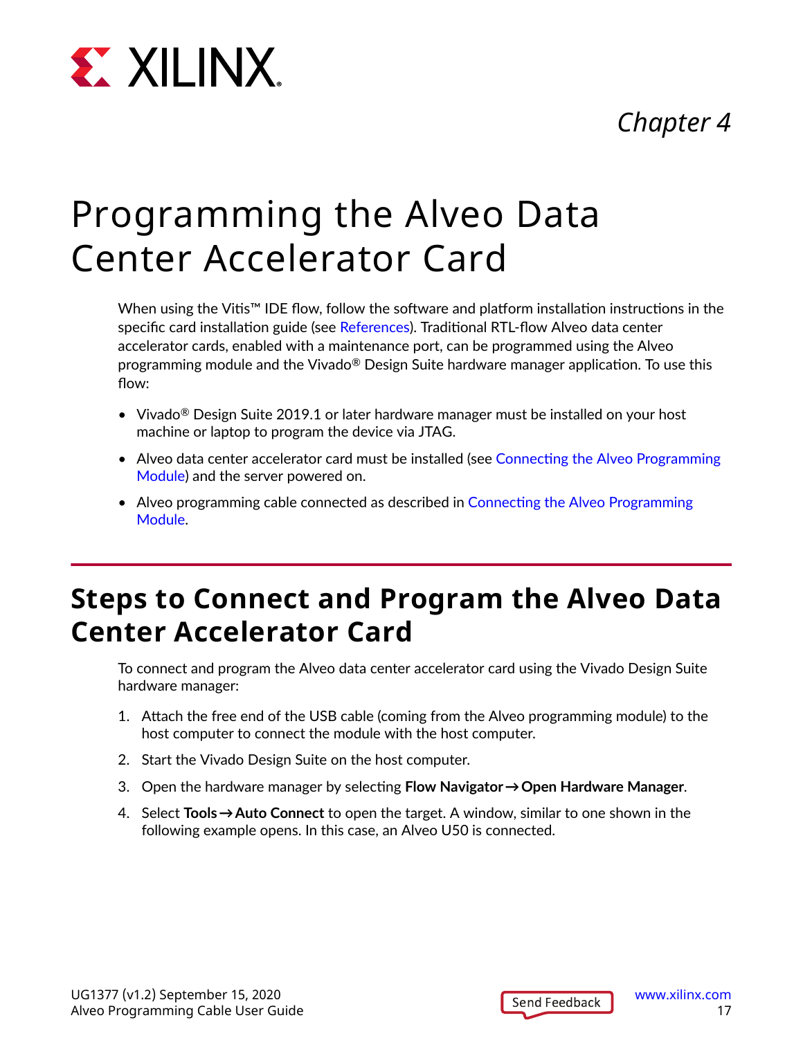*Chapter 4*

# Programming the Alveo Data Center Accelerator Card

When using the Vitis™ IDE flow, follow the software and platform installation instructions in the specific card installation guide (see References). Traditional RTL-flow Alveo data center accelerator cards, enabled with a maintenance port, can be programmed using the Alveo programming module and the Vivado® Design Suite hardware manager application. To use this flow:

- Vivado® Design Suite 2019.1 or later hardware manager must be installed on your host machine or laptop to program the device via JTAG.
- Alveo data center accelerator card must be installed (see Connecting the Alveo Programming Module) and the server powered on.
- Alveo programming cable connected as described in Connecting the Alveo Programming Module.

## Steps to Connect and Program the Alveo Data Center Accelerator Card

To connect and program the Alveo data center accelerator card using the Vivado Design Suite hardware manager:

1. Attach the free end of the USB cable (coming from the Alveo programming module) to the host computer to connect the module with the host computer.
2. Start the Vivado Design Suite on the host computer.
3. Open the hardware manager by selecting **Flow Navigator → Open Hardware Manager**.
4. Select **Tools → Auto Connect** to open the target. A window, similar to one shown in the following example opens. In this case, an Alveo U50 is connected.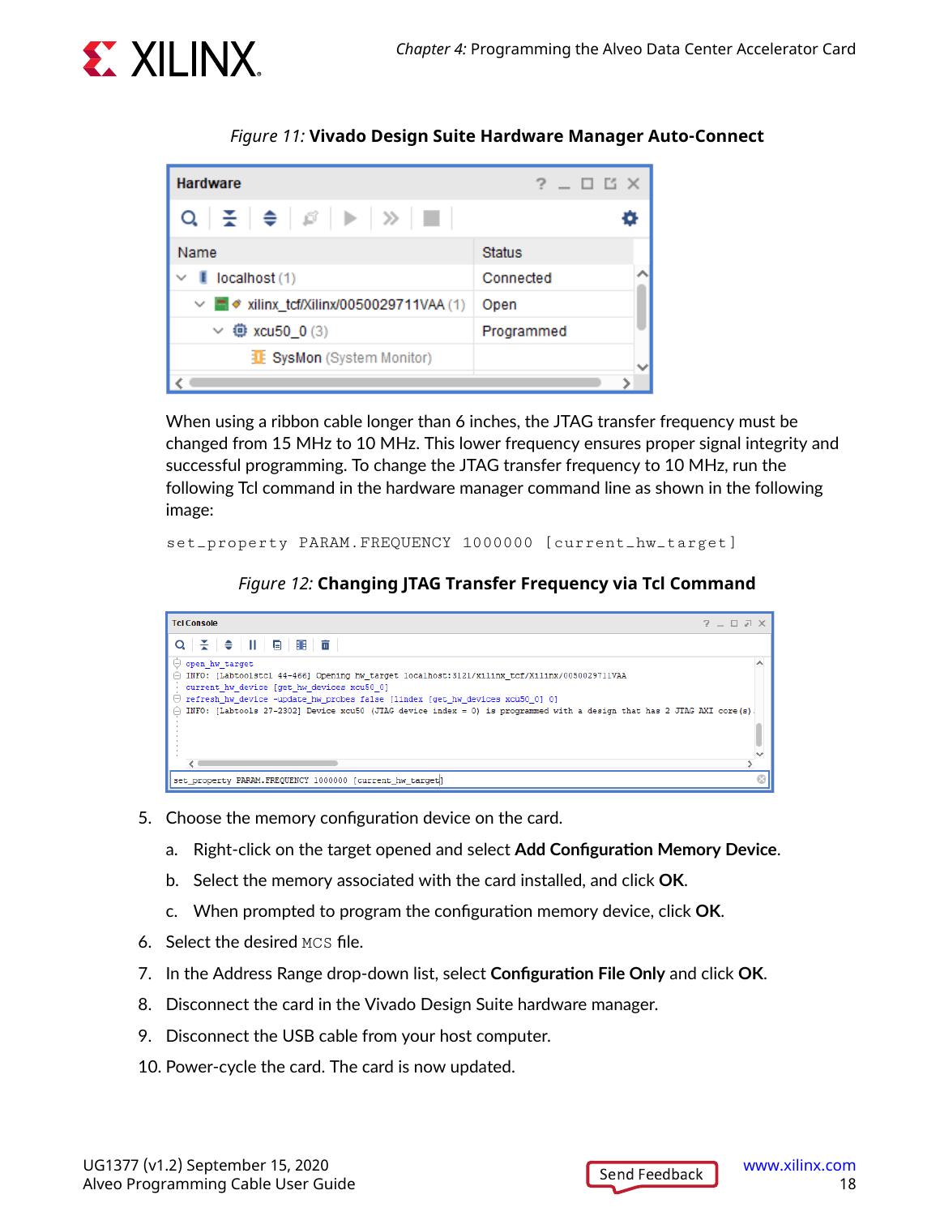*Figure 11:* **Vivado Design Suite Hardware Manager Auto-Connect**

When using a ribbon cable longer than 6 inches, the JTAG transfer frequency must be changed from 15 MHz to 10 MHz. This lower frequency ensures proper signal integrity and successful programming. To change the JTAG transfer frequency to 10 MHz, run the following Tcl command in the hardware manager command line as shown in the following image:

```
set_property PARAM.FREQUENCY 1000000 [current_hw_target]
```

*Figure 12:* **Changing JTAG Transfer Frequency via Tcl Command**

5. Choose the memory configuration device on the card.
   a. Right-click on the target opened and select **Add Configuration Memory Device**.
   b. Select the memory associated with the card installed, and click **OK**.
   c. When prompted to program the configuration memory device, click **OK**.
6. Select the desired `MCS` file.
7. In the Address Range drop-down list, select **Configuration File Only** and click **OK**.
8. Disconnect the card in the Vivado Design Suite hardware manager.
9. Disconnect the USB cable from your host computer.
10. Power-cycle the card. The card is now updated.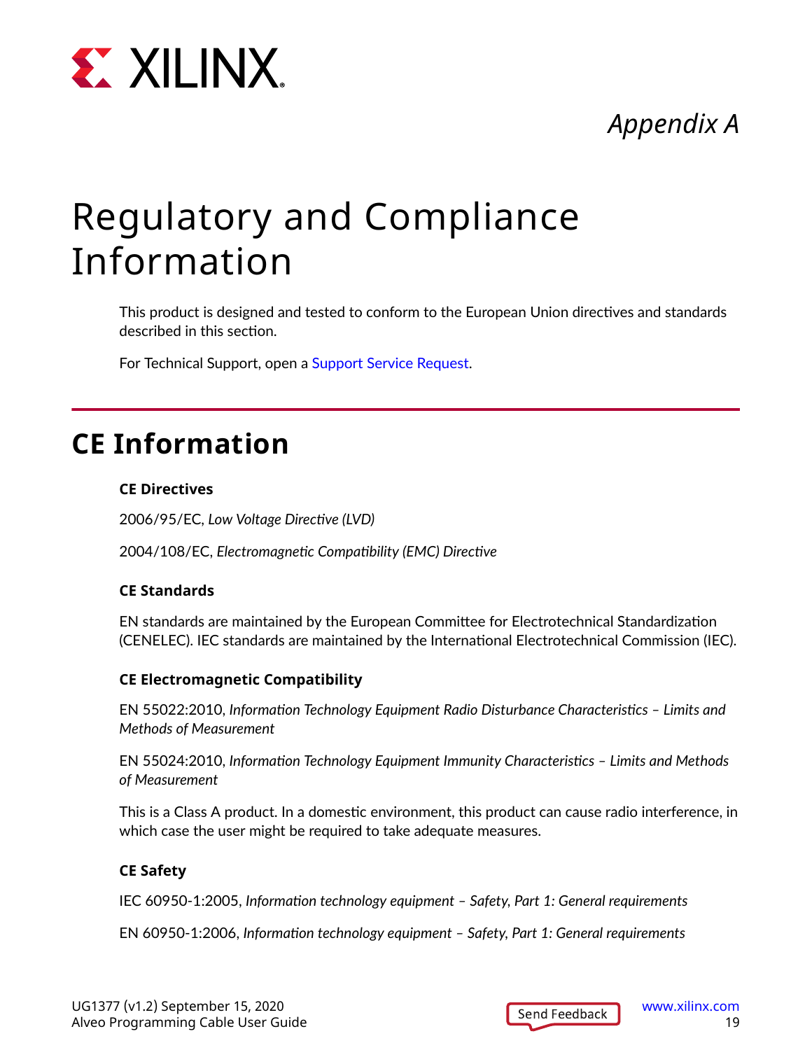*Appendix A*

# Regulatory and Compliance Information

This product is designed and tested to conform to the European Union directives and standards described in this section.

For Technical Support, open a Support Service Request.

## CE Information

### CE Directives

2006/95/EC, *Low Voltage Directive (LVD)*

2004/108/EC, *Electromagnetic Compatibility (EMC) Directive*

### CE Standards

EN standards are maintained by the European Committee for Electrotechnical Standardization (CENELEC). IEC standards are maintained by the International Electrotechnical Commission (IEC).

### CE Electromagnetic Compatibility

EN 55022:2010, *Information Technology Equipment Radio Disturbance Characteristics – Limits and Methods of Measurement*

EN 55024:2010, *Information Technology Equipment Immunity Characteristics – Limits and Methods of Measurement*

This is a Class A product. In a domestic environment, this product can cause radio interference, in which case the user might be required to take adequate measures.

### CE Safety

IEC 60950-1:2005, *Information technology equipment – Safety, Part 1: General requirements*

EN 60950-1:2006, *Information technology equipment – Safety, Part 1: General requirements*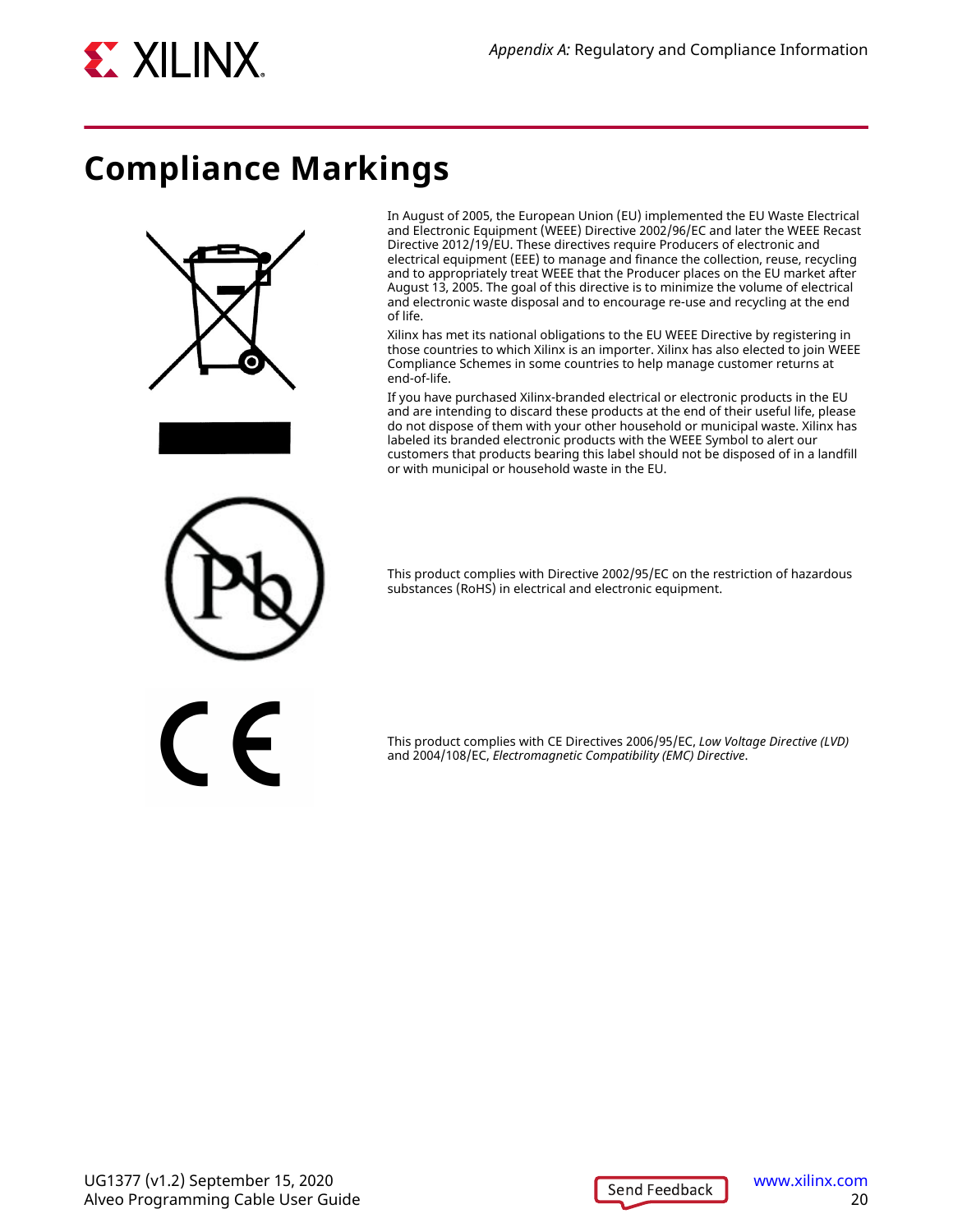# Compliance Markings

In August of 2005, the European Union (EU) implemented the EU Waste Electrical and Electronic Equipment (WEEE) Directive 2002/96/EC and later the WEEE Recast Directive 2012/19/EU. These directives require Producers of electronic and electrical equipment (EEE) to manage and finance the collection, reuse, recycling and to appropriately treat WEEE that the Producer places on the EU market after August 13, 2005. The goal of this directive is to minimize the volume of electrical and electronic waste disposal and to encourage re-use and recycling at the end of life.

Xilinx has met its national obligations to the EU WEEE Directive by registering in those countries to which Xilinx is an importer. Xilinx has also elected to join WEEE Compliance Schemes in some countries to help manage customer returns at end-of-life.

If you have purchased Xilinx-branded electrical or electronic products in the EU and are intending to discard these products at the end of their useful life, please do not dispose of them with your other household or municipal waste. Xilinx has labeled its branded electronic products with the WEEE Symbol to alert our customers that products bearing this label should not be disposed of in a landfill or with municipal or household waste in the EU.

This product complies with Directive 2002/95/EC on the restriction of hazardous substances (RoHS) in electrical and electronic equipment.

This product complies with CE Directives 2006/95/EC, *Low Voltage Directive (LVD)* and 2004/108/EC, *Electromagnetic Compatibility (EMC) Directive*.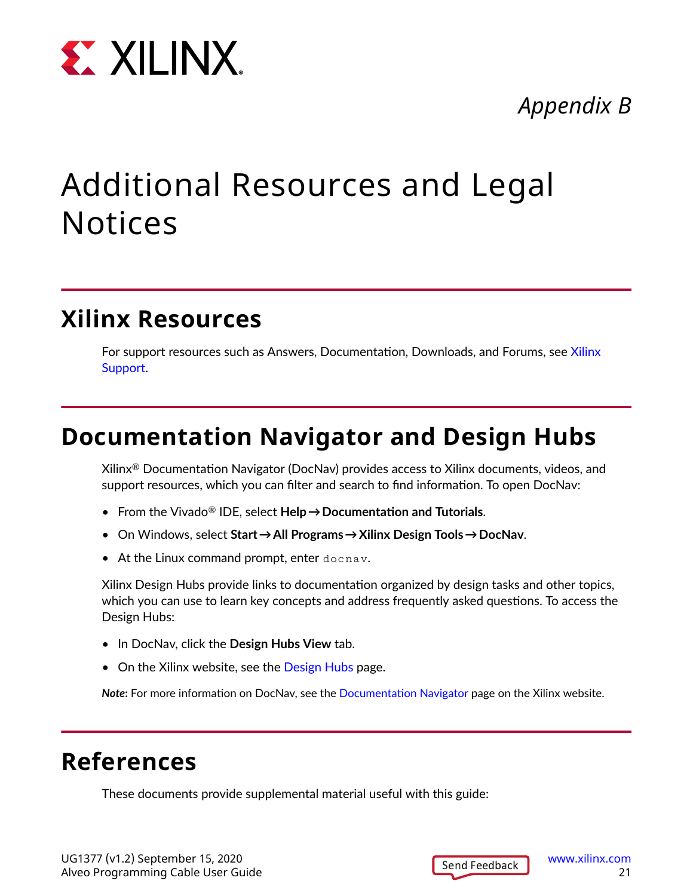*Appendix B*

# Additional Resources and Legal Notices

## Xilinx Resources

For support resources such as Answers, Documentation, Downloads, and Forums, see Xilinx Support.

## Documentation Navigator and Design Hubs

Xilinx® Documentation Navigator (DocNav) provides access to Xilinx documents, videos, and support resources, which you can filter and search to find information. To open DocNav:

- From the Vivado® IDE, select **Help → Documentation and Tutorials**.
- On Windows, select **Start → All Programs → Xilinx Design Tools → DocNav**.
- At the Linux command prompt, enter `docnav`.

Xilinx Design Hubs provide links to documentation organized by design tasks and other topics, which you can use to learn key concepts and address frequently asked questions. To access the Design Hubs:

- In DocNav, click the **Design Hubs View** tab.
- On the Xilinx website, see the Design Hubs page.

***Note*:** For more information on DocNav, see the Documentation Navigator page on the Xilinx website.

## References

These documents provide supplemental material useful with this guide: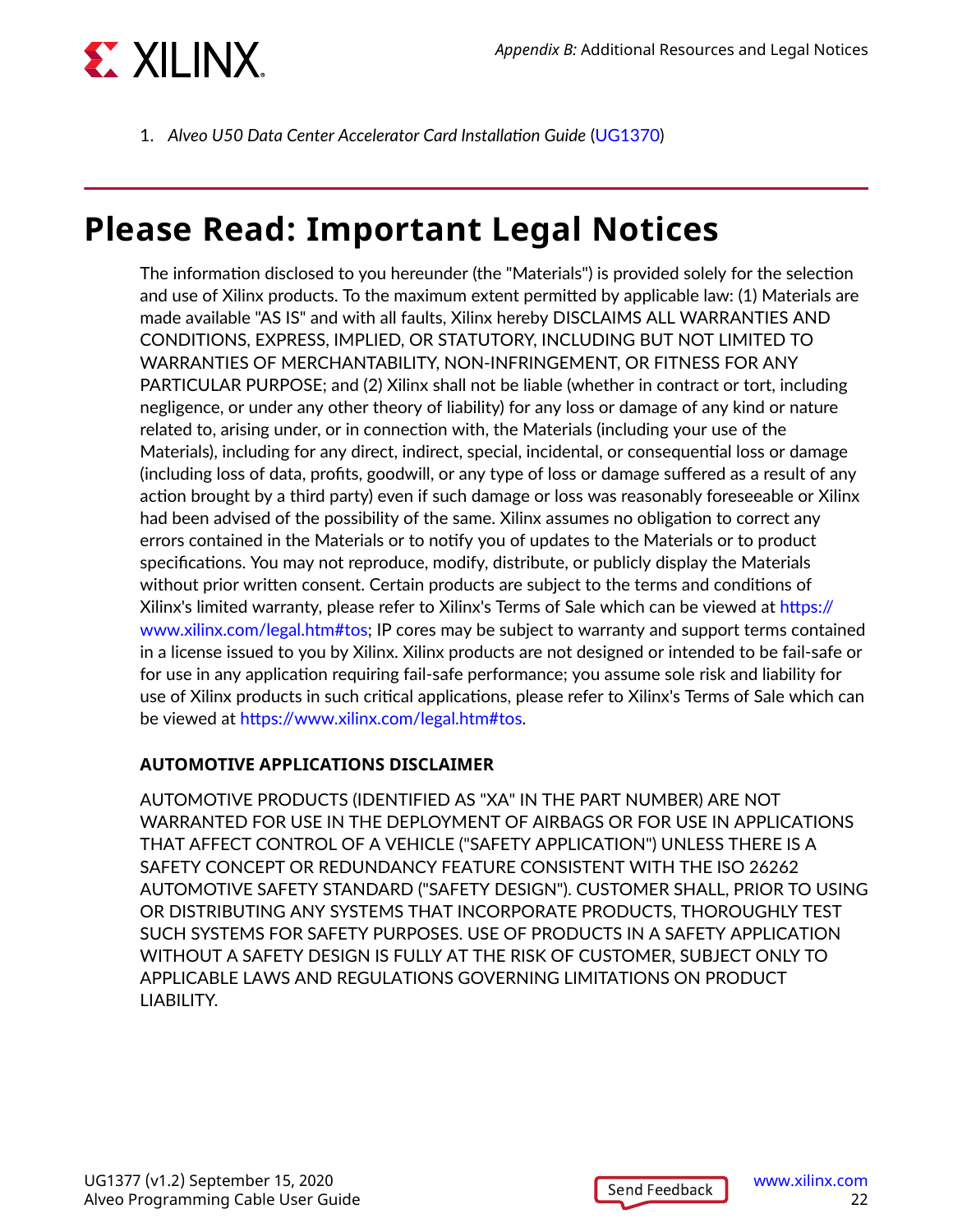1. *Alveo U50 Data Center Accelerator Card Installation Guide* (UG1370)

# Please Read: Important Legal Notices

The information disclosed to you hereunder (the "Materials") is provided solely for the selection and use of Xilinx products. To the maximum extent permitted by applicable law: (1) Materials are made available "AS IS" and with all faults, Xilinx hereby DISCLAIMS ALL WARRANTIES AND CONDITIONS, EXPRESS, IMPLIED, OR STATUTORY, INCLUDING BUT NOT LIMITED TO WARRANTIES OF MERCHANTABILITY, NON-INFRINGEMENT, OR FITNESS FOR ANY PARTICULAR PURPOSE; and (2) Xilinx shall not be liable (whether in contract or tort, including negligence, or under any other theory of liability) for any loss or damage of any kind or nature related to, arising under, or in connection with, the Materials (including your use of the Materials), including for any direct, indirect, special, incidental, or consequential loss or damage (including loss of data, profits, goodwill, or any type of loss or damage suffered as a result of any action brought by a third party) even if such damage or loss was reasonably foreseeable or Xilinx had been advised of the possibility of the same. Xilinx assumes no obligation to correct any errors contained in the Materials or to notify you of updates to the Materials or to product specifications. You may not reproduce, modify, distribute, or publicly display the Materials without prior written consent. Certain products are subject to the terms and conditions of Xilinx's limited warranty, please refer to Xilinx's Terms of Sale which can be viewed at https://www.xilinx.com/legal.htm#tos; IP cores may be subject to warranty and support terms contained in a license issued to you by Xilinx. Xilinx products are not designed or intended to be fail-safe or for use in any application requiring fail-safe performance; you assume sole risk and liability for use of Xilinx products in such critical applications, please refer to Xilinx's Terms of Sale which can be viewed at https://www.xilinx.com/legal.htm#tos.

**AUTOMOTIVE APPLICATIONS DISCLAIMER**

AUTOMOTIVE PRODUCTS (IDENTIFIED AS "XA" IN THE PART NUMBER) ARE NOT WARRANTED FOR USE IN THE DEPLOYMENT OF AIRBAGS OR FOR USE IN APPLICATIONS THAT AFFECT CONTROL OF A VEHICLE ("SAFETY APPLICATION") UNLESS THERE IS A SAFETY CONCEPT OR REDUNDANCY FEATURE CONSISTENT WITH THE ISO 26262 AUTOMOTIVE SAFETY STANDARD ("SAFETY DESIGN"). CUSTOMER SHALL, PRIOR TO USING OR DISTRIBUTING ANY SYSTEMS THAT INCORPORATE PRODUCTS, THOROUGHLY TEST SUCH SYSTEMS FOR SAFETY PURPOSES. USE OF PRODUCTS IN A SAFETY APPLICATION WITHOUT A SAFETY DESIGN IS FULLY AT THE RISK OF CUSTOMER, SUBJECT ONLY TO APPLICABLE LAWS AND REGULATIONS GOVERNING LIMITATIONS ON PRODUCT LIABILITY.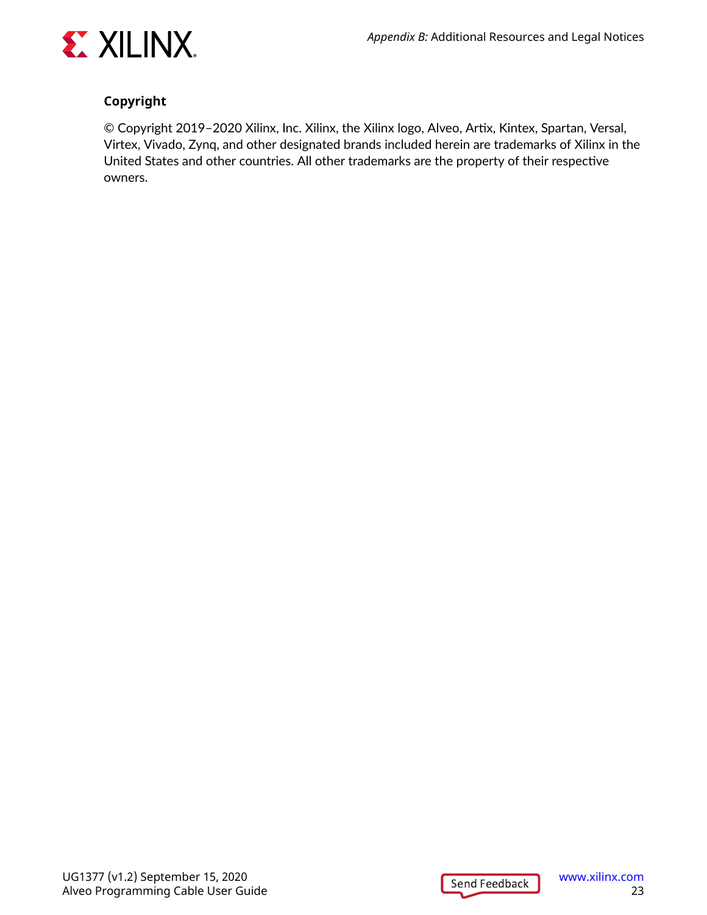### Copyright

© Copyright 2019–2020 Xilinx, Inc. Xilinx, the Xilinx logo, Alveo, Artix, Kintex, Spartan, Versal, Virtex, Vivado, Zynq, and other designated brands included herein are trademarks of Xilinx in the United States and other countries. All other trademarks are the property of their respective owners.